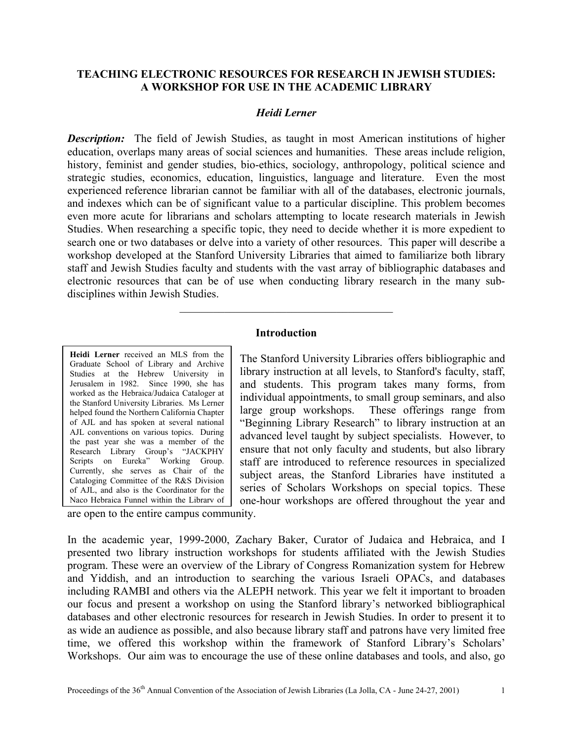# TEACHING ELECTRONIC RESOURCES FOR RESEARCH IN JEWISH STUDIES: A WORKSHOP FOR USE IN THE ACADEMIC LIBRARY

***Heidi Lerner***

***Description:*** The field of Jewish Studies, as taught in most American institutions of higher education, overlaps many areas of social sciences and humanities. These areas include religion, history, feminist and gender studies, bio-ethics, sociology, anthropology, political science and strategic studies, economics, education, linguistics, language and literature. Even the most experienced reference librarian cannot be familiar with all of the databases, electronic journals, and indexes which can be of significant value to a particular discipline. This problem becomes even more acute for librarians and scholars attempting to locate research materials in Jewish Studies. When researching a specific topic, they need to decide whether it is more expedient to search one or two databases or delve into a variety of other resources. This paper will describe a workshop developed at the Stanford University Libraries that aimed to familiarize both library staff and Jewish Studies faculty and students with the vast array of bibliographic databases and electronic resources that can be of use when conducting library research in the many sub-disciplines within Jewish Studies.

---

## Introduction

**Heidi Lerner** received an MLS from the Graduate School of Library and Archive Studies at the Hebrew University in Jerusalem in 1982. Since 1990, she has worked as the Hebraica/Judaica Cataloger at the Stanford University Libraries. Ms Lerner helped found the Northern California Chapter of AJL and has spoken at several national AJL conventions on various topics. During the past year she was a member of the Research Library Group's "JACKPHY Scripts on Eureka" Working Group. Currently, she serves as Chair of the Cataloging Committee of the R&S Division of AJL, and also is the Coordinator for the Naco Hebraica Funnel within the Library of

The Stanford University Libraries offers bibliographic and library instruction at all levels, to Stanford's faculty, staff, and students. This program takes many forms, from individual appointments, to small group seminars, and also large group workshops. These offerings range from "Beginning Library Research" to library instruction at an advanced level taught by subject specialists. However, to ensure that not only faculty and students, but also library staff are introduced to reference resources in specialized subject areas, the Stanford Libraries have instituted a series of Scholars Workshops on special topics. These one-hour workshops are offered throughout the year and are open to the entire campus community.

In the academic year, 1999-2000, Zachary Baker, Curator of Judaica and Hebraica, and I presented two library instruction workshops for students affiliated with the Jewish Studies program. These were an overview of the Library of Congress Romanization system for Hebrew and Yiddish, and an introduction to searching the various Israeli OPACs, and databases including RAMBI and others via the ALEPH network. This year we felt it important to broaden our focus and present a workshop on using the Stanford library's networked bibliographical databases and other electronic resources for research in Jewish Studies. In order to present it to as wide an audience as possible, and also because library staff and patrons have very limited free time, we offered this workshop within the framework of Stanford Library's Scholars' Workshops. Our aim was to encourage the use of these online databases and tools, and also, go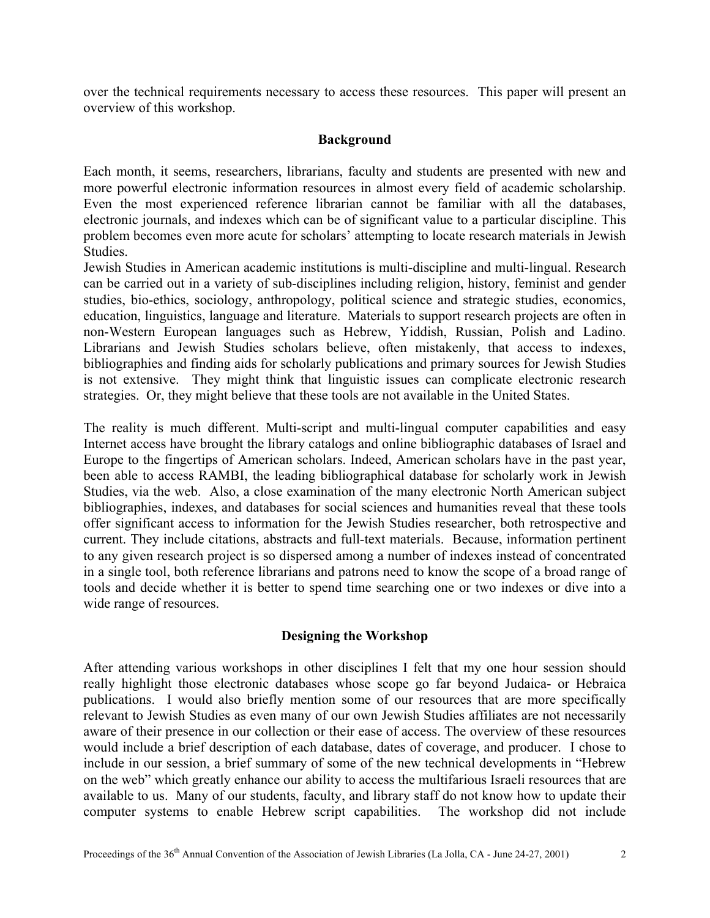over the technical requirements necessary to access these resources. This paper will present an overview of this workshop.

## Background

Each month, it seems, researchers, librarians, faculty and students are presented with new and more powerful electronic information resources in almost every field of academic scholarship. Even the most experienced reference librarian cannot be familiar with all the databases, electronic journals, and indexes which can be of significant value to a particular discipline. This problem becomes even more acute for scholars' attempting to locate research materials in Jewish Studies.

Jewish Studies in American academic institutions is multi-discipline and multi-lingual. Research can be carried out in a variety of sub-disciplines including religion, history, feminist and gender studies, bio-ethics, sociology, anthropology, political science and strategic studies, economics, education, linguistics, language and literature. Materials to support research projects are often in non-Western European languages such as Hebrew, Yiddish, Russian, Polish and Ladino. Librarians and Jewish Studies scholars believe, often mistakenly, that access to indexes, bibliographies and finding aids for scholarly publications and primary sources for Jewish Studies is not extensive. They might think that linguistic issues can complicate electronic research strategies. Or, they might believe that these tools are not available in the United States.

The reality is much different. Multi-script and multi-lingual computer capabilities and easy Internet access have brought the library catalogs and online bibliographic databases of Israel and Europe to the fingertips of American scholars. Indeed, American scholars have in the past year, been able to access RAMBI, the leading bibliographical database for scholarly work in Jewish Studies, via the web. Also, a close examination of the many electronic North American subject bibliographies, indexes, and databases for social sciences and humanities reveal that these tools offer significant access to information for the Jewish Studies researcher, both retrospective and current. They include citations, abstracts and full-text materials. Because, information pertinent to any given research project is so dispersed among a number of indexes instead of concentrated in a single tool, both reference librarians and patrons need to know the scope of a broad range of tools and decide whether it is better to spend time searching one or two indexes or dive into a wide range of resources.

## Designing the Workshop

After attending various workshops in other disciplines I felt that my one hour session should really highlight those electronic databases whose scope go far beyond Judaica- or Hebraica publications. I would also briefly mention some of our resources that are more specifically relevant to Jewish Studies as even many of our own Jewish Studies affiliates are not necessarily aware of their presence in our collection or their ease of access. The overview of these resources would include a brief description of each database, dates of coverage, and producer. I chose to include in our session, a brief summary of some of the new technical developments in "Hebrew on the web" which greatly enhance our ability to access the multifarious Israeli resources that are available to us. Many of our students, faculty, and library staff do not know how to update their computer systems to enable Hebrew script capabilities. The workshop did not include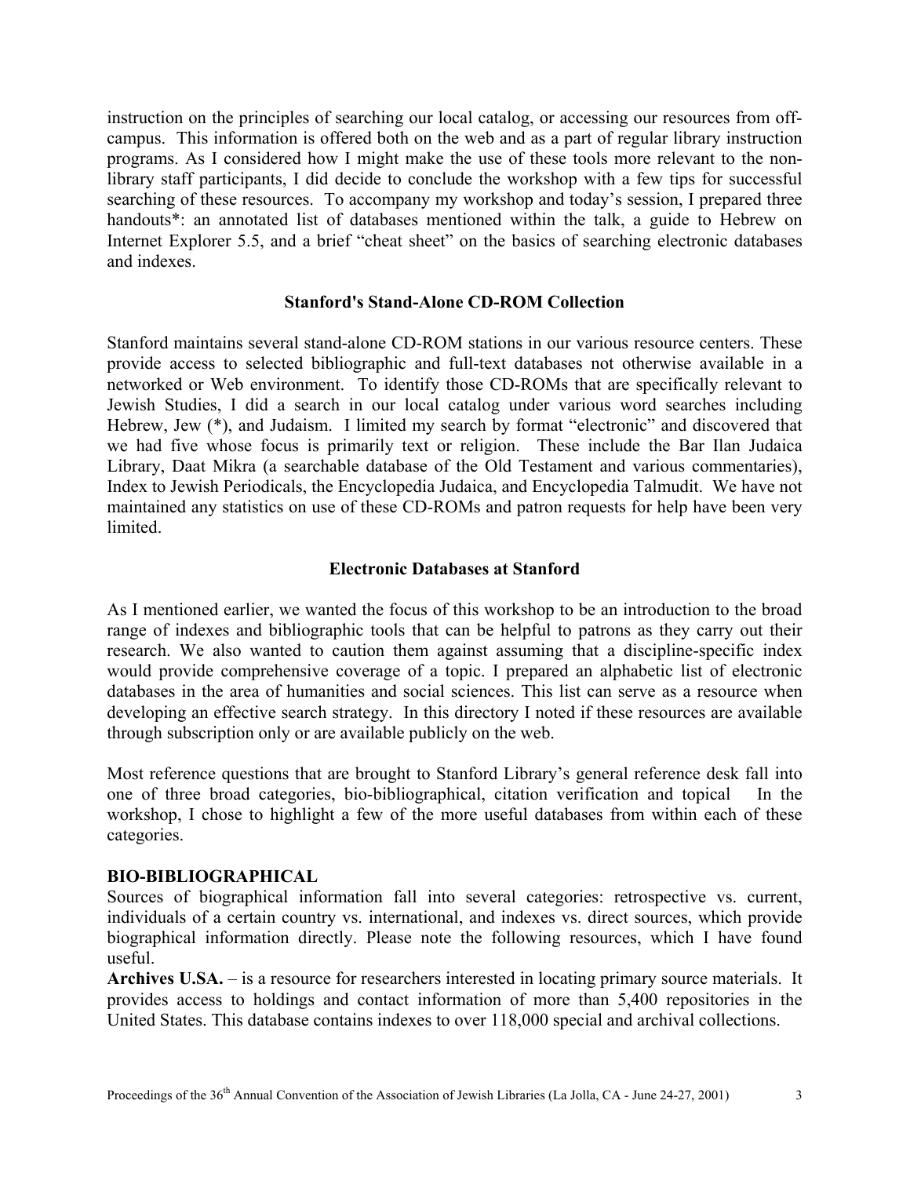instruction on the principles of searching our local catalog, or accessing our resources from off-campus. This information is offered both on the web and as a part of regular library instruction programs. As I considered how I might make the use of these tools more relevant to the non-library staff participants, I did decide to conclude the workshop with a few tips for successful searching of these resources. To accompany my workshop and today's session, I prepared three handouts*: an annotated list of databases mentioned within the talk, a guide to Hebrew on Internet Explorer 5.5, and a brief "cheat sheet" on the basics of searching electronic databases and indexes.

## Stanford's Stand-Alone CD-ROM Collection

Stanford maintains several stand-alone CD-ROM stations in our various resource centers. These provide access to selected bibliographic and full-text databases not otherwise available in a networked or Web environment. To identify those CD-ROMs that are specifically relevant to Jewish Studies, I did a search in our local catalog under various word searches including Hebrew, Jew (*), and Judaism. I limited my search by format "electronic" and discovered that we had five whose focus is primarily text or religion. These include the Bar Ilan Judaica Library, Daat Mikra (a searchable database of the Old Testament and various commentaries), Index to Jewish Periodicals, the Encyclopedia Judaica, and Encyclopedia Talmudit. We have not maintained any statistics on use of these CD-ROMs and patron requests for help have been very limited.

## Electronic Databases at Stanford

As I mentioned earlier, we wanted the focus of this workshop to be an introduction to the broad range of indexes and bibliographic tools that can be helpful to patrons as they carry out their research. We also wanted to caution them against assuming that a discipline-specific index would provide comprehensive coverage of a topic. I prepared an alphabetic list of electronic databases in the area of humanities and social sciences. This list can serve as a resource when developing an effective search strategy. In this directory I noted if these resources are available through subscription only or are available publicly on the web.

Most reference questions that are brought to Stanford Library's general reference desk fall into one of three broad categories, bio-bibliographical, citation verification and topical In the workshop, I chose to highlight a few of the more useful databases from within each of these categories.

### BIO-BIBLIOGRAPHICAL

Sources of biographical information fall into several categories: retrospective vs. current, individuals of a certain country vs. international, and indexes vs. direct sources, which provide biographical information directly. Please note the following resources, which I have found useful.

**Archives U.S.A.** – is a resource for researchers interested in locating primary source materials. It provides access to holdings and contact information of more than 5,400 repositories in the United States. This database contains indexes to over 118,000 special and archival collections.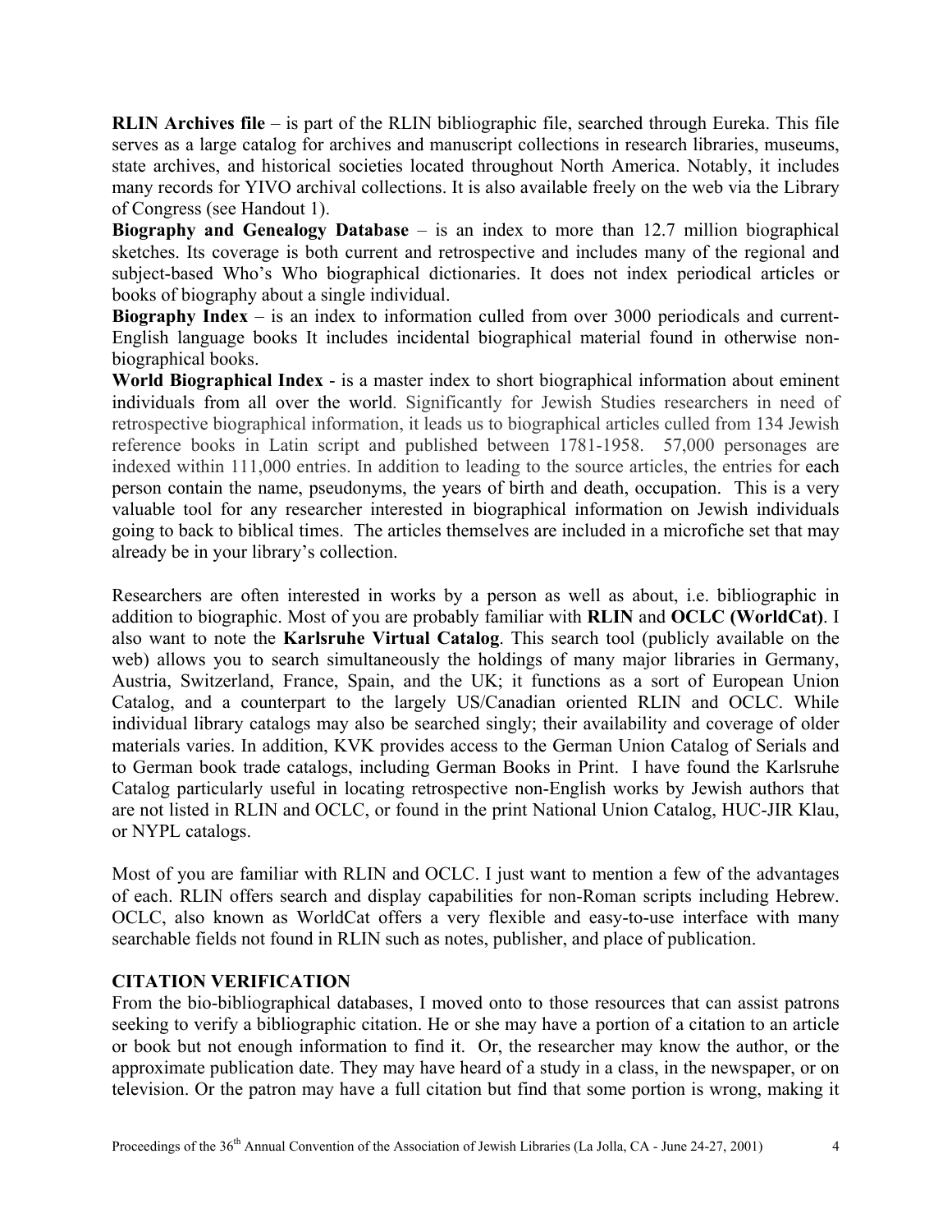**RLIN Archives file** – is part of the RLIN bibliographic file, searched through Eureka. This file serves as a large catalog for archives and manuscript collections in research libraries, museums, state archives, and historical societies located throughout North America. Notably, it includes many records for YIVO archival collections. It is also available freely on the web via the Library of Congress (see Handout 1).

**Biography and Genealogy Database** – is an index to more than 12.7 million biographical sketches. Its coverage is both current and retrospective and includes many of the regional and subject-based Who's Who biographical dictionaries. It does not index periodical articles or books of biography about a single individual.

**Biography Index** – is an index to information culled from over 3000 periodicals and current-English language books It includes incidental biographical material found in otherwise non-biographical books.

**World Biographical Index** - is a master index to short biographical information about eminent individuals from all over the world. Significantly for Jewish Studies researchers in need of retrospective biographical information, it leads us to biographical articles culled from 134 Jewish reference books in Latin script and published between 1781-1958. 57,000 personages are indexed within 111,000 entries. In addition to leading to the source articles, the entries for each person contain the name, pseudonyms, the years of birth and death, occupation. This is a very valuable tool for any researcher interested in biographical information on Jewish individuals going to back to biblical times. The articles themselves are included in a microfiche set that may already be in your library's collection.

Researchers are often interested in works by a person as well as about, i.e. bibliographic in addition to biographic. Most of you are probably familiar with **RLIN** and **OCLC (WorldCat)**. I also want to note the **Karlsruhe Virtual Catalog**. This search tool (publicly available on the web) allows you to search simultaneously the holdings of many major libraries in Germany, Austria, Switzerland, France, Spain, and the UK; it functions as a sort of European Union Catalog, and a counterpart to the largely US/Canadian oriented RLIN and OCLC. While individual library catalogs may also be searched singly; their availability and coverage of older materials varies. In addition, KVK provides access to the German Union Catalog of Serials and to German book trade catalogs, including German Books in Print. I have found the Karlsruhe Catalog particularly useful in locating retrospective non-English works by Jewish authors that are not listed in RLIN and OCLC, or found in the print National Union Catalog, HUC-JIR Klau, or NYPL catalogs.

Most of you are familiar with RLIN and OCLC. I just want to mention a few of the advantages of each. RLIN offers search and display capabilities for non-Roman scripts including Hebrew. OCLC, also known as WorldCat offers a very flexible and easy-to-use interface with many searchable fields not found in RLIN such as notes, publisher, and place of publication.

## CITATION VERIFICATION

From the bio-bibliographical databases, I moved onto to those resources that can assist patrons seeking to verify a bibliographic citation. He or she may have a portion of a citation to an article or book but not enough information to find it. Or, the researcher may know the author, or the approximate publication date. They may have heard of a study in a class, in the newspaper, or on television. Or the patron may have a full citation but find that some portion is wrong, making it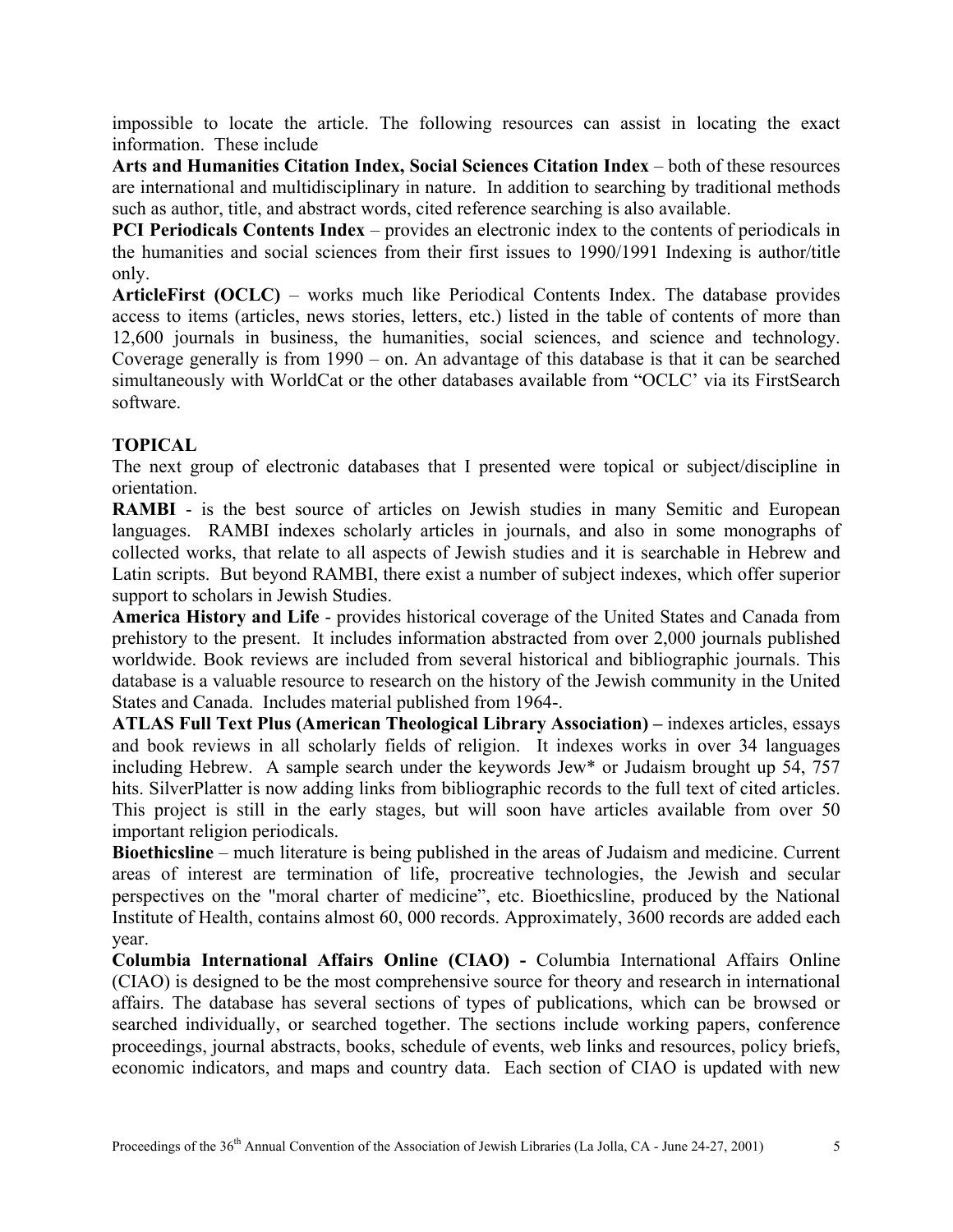impossible to locate the article. The following resources can assist in locating the exact information. These include

**Arts and Humanities Citation Index, Social Sciences Citation Index** – both of these resources are international and multidisciplinary in nature. In addition to searching by traditional methods such as author, title, and abstract words, cited reference searching is also available.

**PCI Periodicals Contents Index** – provides an electronic index to the contents of periodicals in the humanities and social sciences from their first issues to 1990/1991 Indexing is author/title only.

**ArticleFirst (OCLC)** – works much like Periodical Contents Index. The database provides access to items (articles, news stories, letters, etc.) listed in the table of contents of more than 12,600 journals in business, the humanities, social sciences, and science and technology. Coverage generally is from 1990 – on. An advantage of this database is that it can be searched simultaneously with WorldCat or the other databases available from "OCLC' via its FirstSearch software.

## TOPICAL

The next group of electronic databases that I presented were topical or subject/discipline in orientation.

**RAMBI** - is the best source of articles on Jewish studies in many Semitic and European languages. RAMBI indexes scholarly articles in journals, and also in some monographs of collected works, that relate to all aspects of Jewish studies and it is searchable in Hebrew and Latin scripts. But beyond RAMBI, there exist a number of subject indexes, which offer superior support to scholars in Jewish Studies.

**America History and Life** - provides historical coverage of the United States and Canada from prehistory to the present. It includes information abstracted from over 2,000 journals published worldwide. Book reviews are included from several historical and bibliographic journals. This database is a valuable resource to research on the history of the Jewish community in the United States and Canada. Includes material published from 1964-.

**ATLAS Full Text Plus (American Theological Library Association) –** indexes articles, essays and book reviews in all scholarly fields of religion. It indexes works in over 34 languages including Hebrew. A sample search under the keywords Jew* or Judaism brought up 54, 757 hits. SilverPlatter is now adding links from bibliographic records to the full text of cited articles. This project is still in the early stages, but will soon have articles available from over 50 important religion periodicals.

**Bioethicsline** – much literature is being published in the areas of Judaism and medicine. Current areas of interest are termination of life, procreative technologies, the Jewish and secular perspectives on the "moral charter of medicine", etc. Bioethicsline, produced by the National Institute of Health, contains almost 60, 000 records. Approximately, 3600 records are added each year.

**Columbia International Affairs Online (CIAO) -** Columbia International Affairs Online (CIAO) is designed to be the most comprehensive source for theory and research in international affairs. The database has several sections of types of publications, which can be browsed or searched individually, or searched together. The sections include working papers, conference proceedings, journal abstracts, books, schedule of events, web links and resources, policy briefs, economic indicators, and maps and country data. Each section of CIAO is updated with new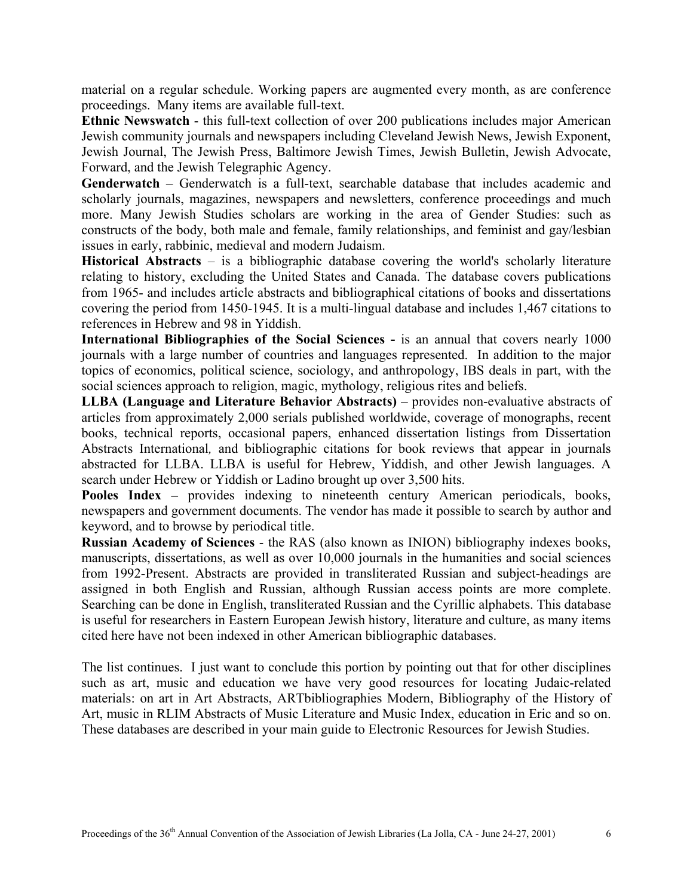material on a regular schedule. Working papers are augmented every month, as are conference proceedings. Many items are available full-text.

**Ethnic Newswatch** - this full-text collection of over 200 publications includes major American Jewish community journals and newspapers including Cleveland Jewish News, Jewish Exponent, Jewish Journal, The Jewish Press, Baltimore Jewish Times, Jewish Bulletin, Jewish Advocate, Forward, and the Jewish Telegraphic Agency.

**Genderwatch** – Genderwatch is a full-text, searchable database that includes academic and scholarly journals, magazines, newspapers and newsletters, conference proceedings and much more. Many Jewish Studies scholars are working in the area of Gender Studies: such as constructs of the body, both male and female, family relationships, and feminist and gay/lesbian issues in early, rabbinic, medieval and modern Judaism.

**Historical Abstracts** – is a bibliographic database covering the world's scholarly literature relating to history, excluding the United States and Canada. The database covers publications from 1965- and includes article abstracts and bibliographical citations of books and dissertations covering the period from 1450-1945. It is a multi-lingual database and includes 1,467 citations to references in Hebrew and 98 in Yiddish.

**International Bibliographies of the Social Sciences -** is an annual that covers nearly 1000 journals with a large number of countries and languages represented. In addition to the major topics of economics, political science, sociology, and anthropology, IBS deals in part, with the social sciences approach to religion, magic, mythology, religious rites and beliefs.

**LLBA (Language and Literature Behavior Abstracts)** – provides non-evaluative abstracts of articles from approximately 2,000 serials published worldwide, coverage of monographs, recent books, technical reports, occasional papers, enhanced dissertation listings from Dissertation Abstracts International*,* and bibliographic citations for book reviews that appear in journals abstracted for LLBA. LLBA is useful for Hebrew, Yiddish, and other Jewish languages. A search under Hebrew or Yiddish or Ladino brought up over 3,500 hits.

**Pooles Index –** provides indexing to nineteenth century American periodicals, books, newspapers and government documents. The vendor has made it possible to search by author and keyword, and to browse by periodical title.

**Russian Academy of Sciences** - the RAS (also known as INION) bibliography indexes books, manuscripts, dissertations, as well as over 10,000 journals in the humanities and social sciences from 1992-Present. Abstracts are provided in transliterated Russian and subject-headings are assigned in both English and Russian, although Russian access points are more complete. Searching can be done in English, transliterated Russian and the Cyrillic alphabets. This database is useful for researchers in Eastern European Jewish history, literature and culture, as many items cited here have not been indexed in other American bibliographic databases.

The list continues. I just want to conclude this portion by pointing out that for other disciplines such as art, music and education we have very good resources for locating Judaic-related materials: on art in Art Abstracts, ARTbibliographies Modern, Bibliography of the History of Art, music in RLIM Abstracts of Music Literature and Music Index, education in Eric and so on. These databases are described in your main guide to Electronic Resources for Jewish Studies.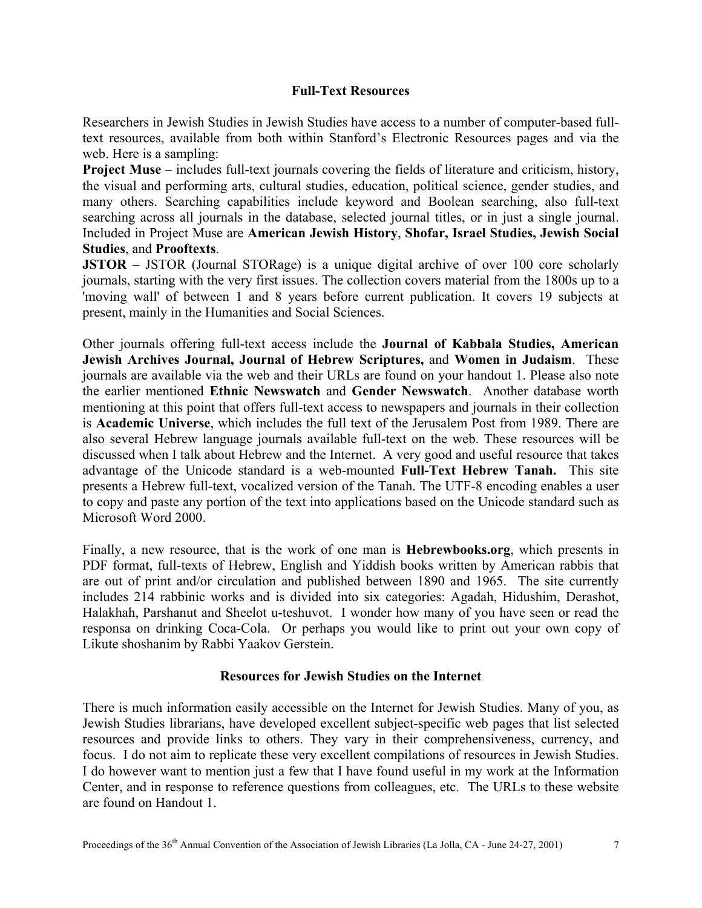## Full-Text Resources

Researchers in Jewish Studies in Jewish Studies have access to a number of computer-based full-text resources, available from both within Stanford's Electronic Resources pages and via the web. Here is a sampling:

**Project Muse** – includes full-text journals covering the fields of literature and criticism, history, the visual and performing arts, cultural studies, education, political science, gender studies, and many others. Searching capabilities include keyword and Boolean searching, also full-text searching across all journals in the database, selected journal titles, or in just a single journal. Included in Project Muse are **American Jewish History**, **Shofar, Israel Studies, Jewish Social Studies**, and **Prooftexts**.

**JSTOR** – JSTOR (Journal STORage) is a unique digital archive of over 100 core scholarly journals, starting with the very first issues. The collection covers material from the 1800s up to a 'moving wall' of between 1 and 8 years before current publication. It covers 19 subjects at present, mainly in the Humanities and Social Sciences.

Other journals offering full-text access include the **Journal of Kabbala Studies, American Jewish Archives Journal, Journal of Hebrew Scriptures,** and **Women in Judaism**. These journals are available via the web and their URLs are found on your handout 1. Please also note the earlier mentioned **Ethnic Newswatch** and **Gender Newswatch**. Another database worth mentioning at this point that offers full-text access to newspapers and journals in their collection is **Academic Universe**, which includes the full text of the Jerusalem Post from 1989. There are also several Hebrew language journals available full-text on the web. These resources will be discussed when I talk about Hebrew and the Internet. A very good and useful resource that takes advantage of the Unicode standard is a web-mounted **Full-Text Hebrew Tanah.** This site presents a Hebrew full-text, vocalized version of the Tanah. The UTF-8 encoding enables a user to copy and paste any portion of the text into applications based on the Unicode standard such as Microsoft Word 2000.

Finally, a new resource, that is the work of one man is **Hebrewbooks.org**, which presents in PDF format, full-texts of Hebrew, English and Yiddish books written by American rabbis that are out of print and/or circulation and published between 1890 and 1965. The site currently includes 214 rabbinic works and is divided into six categories: Agadah, Hidushim, Derashot, Halakhah, Parshanut and Sheelot u-teshuvot. I wonder how many of you have seen or read the responsa on drinking Coca-Cola. Or perhaps you would like to print out your own copy of Likute shoshanim by Rabbi Yaakov Gerstein.

## Resources for Jewish Studies on the Internet

There is much information easily accessible on the Internet for Jewish Studies. Many of you, as Jewish Studies librarians, have developed excellent subject-specific web pages that list selected resources and provide links to others. They vary in their comprehensiveness, currency, and focus. I do not aim to replicate these very excellent compilations of resources in Jewish Studies. I do however want to mention just a few that I have found useful in my work at the Information Center, and in response to reference questions from colleagues, etc. The URLs to these website are found on Handout 1.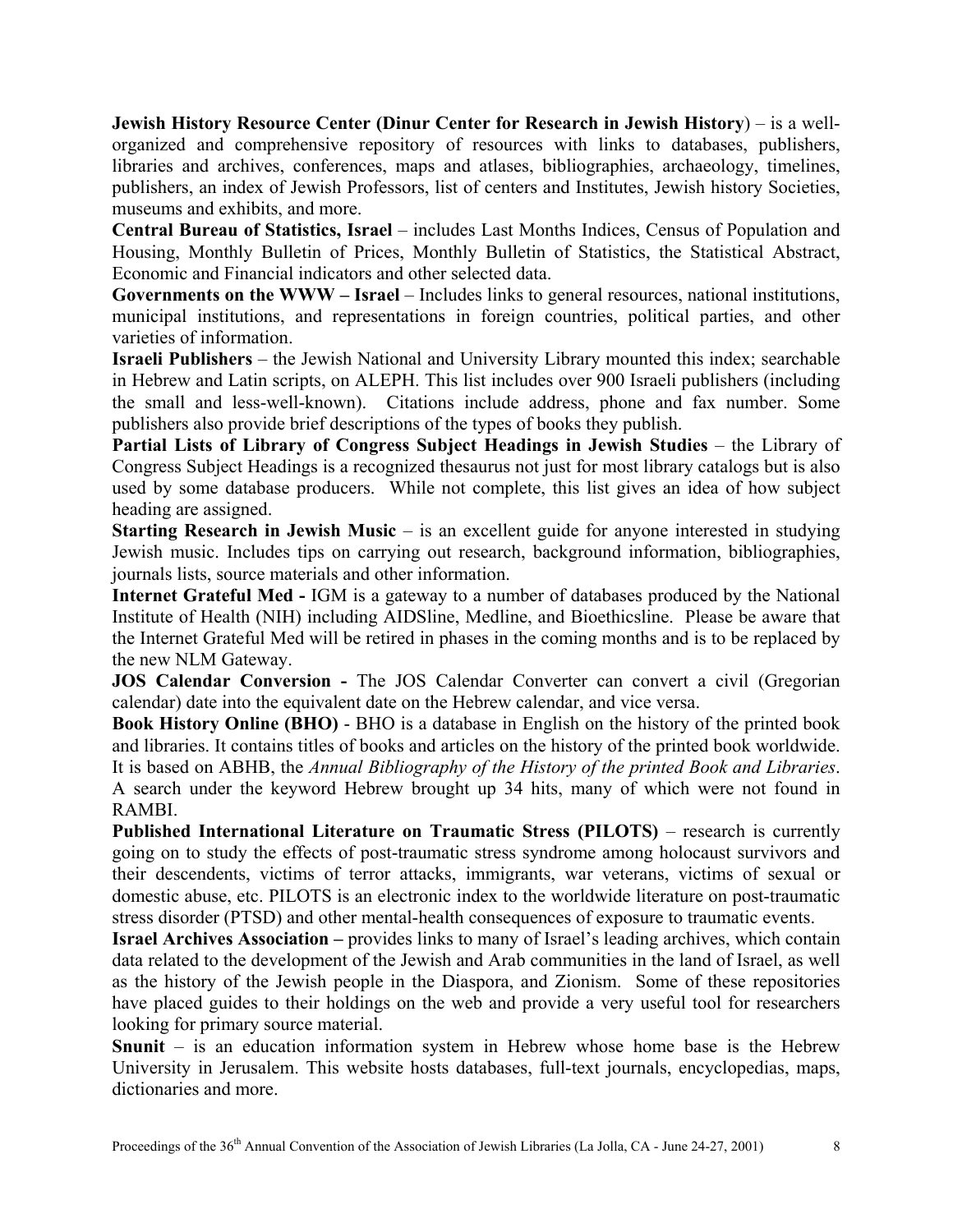**Jewish History Resource Center (Dinur Center for Research in Jewish History**) – is a well-organized and comprehensive repository of resources with links to databases, publishers, libraries and archives, conferences, maps and atlases, bibliographies, archaeology, timelines, publishers, an index of Jewish Professors, list of centers and Institutes, Jewish history Societies, museums and exhibits, and more.

**Central Bureau of Statistics, Israel** – includes Last Months Indices, Census of Population and Housing, Monthly Bulletin of Prices, Monthly Bulletin of Statistics, the Statistical Abstract, Economic and Financial indicators and other selected data.

**Governments on the WWW – Israel** – Includes links to general resources, national institutions, municipal institutions, and representations in foreign countries, political parties, and other varieties of information.

**Israeli Publishers** – the Jewish National and University Library mounted this index; searchable in Hebrew and Latin scripts, on ALEPH. This list includes over 900 Israeli publishers (including the small and less-well-known). Citations include address, phone and fax number. Some publishers also provide brief descriptions of the types of books they publish.

**Partial Lists of Library of Congress Subject Headings in Jewish Studies** – the Library of Congress Subject Headings is a recognized thesaurus not just for most library catalogs but is also used by some database producers. While not complete, this list gives an idea of how subject heading are assigned.

**Starting Research in Jewish Music** – is an excellent guide for anyone interested in studying Jewish music. Includes tips on carrying out research, background information, bibliographies, journals lists, source materials and other information.

**Internet Grateful Med -** IGM is a gateway to a number of databases produced by the National Institute of Health (NIH) including AIDSline, Medline, and Bioethicsline. Please be aware that the Internet Grateful Med will be retired in phases in the coming months and is to be replaced by the new NLM Gateway.

**JOS Calendar Conversion -** The JOS Calendar Converter can convert a civil (Gregorian calendar) date into the equivalent date on the Hebrew calendar, and vice versa.

**Book History Online (BHO)** - BHO is a database in English on the history of the printed book and libraries. It contains titles of books and articles on the history of the printed book worldwide. It is based on ABHB, the *Annual Bibliography of the History of the printed Book and Libraries*. A search under the keyword Hebrew brought up 34 hits, many of which were not found in RAMBI.

**Published International Literature on Traumatic Stress (PILOTS)** – research is currently going on to study the effects of post-traumatic stress syndrome among holocaust survivors and their descendents, victims of terror attacks, immigrants, war veterans, victims of sexual or domestic abuse, etc. PILOTS is an electronic index to the worldwide literature on post-traumatic stress disorder (PTSD) and other mental-health consequences of exposure to traumatic events.

**Israel Archives Association –** provides links to many of Israel's leading archives, which contain data related to the development of the Jewish and Arab communities in the land of Israel, as well as the history of the Jewish people in the Diaspora, and Zionism. Some of these repositories have placed guides to their holdings on the web and provide a very useful tool for researchers looking for primary source material.

**Snunit** – is an education information system in Hebrew whose home base is the Hebrew University in Jerusalem. This website hosts databases, full-text journals, encyclopedias, maps, dictionaries and more.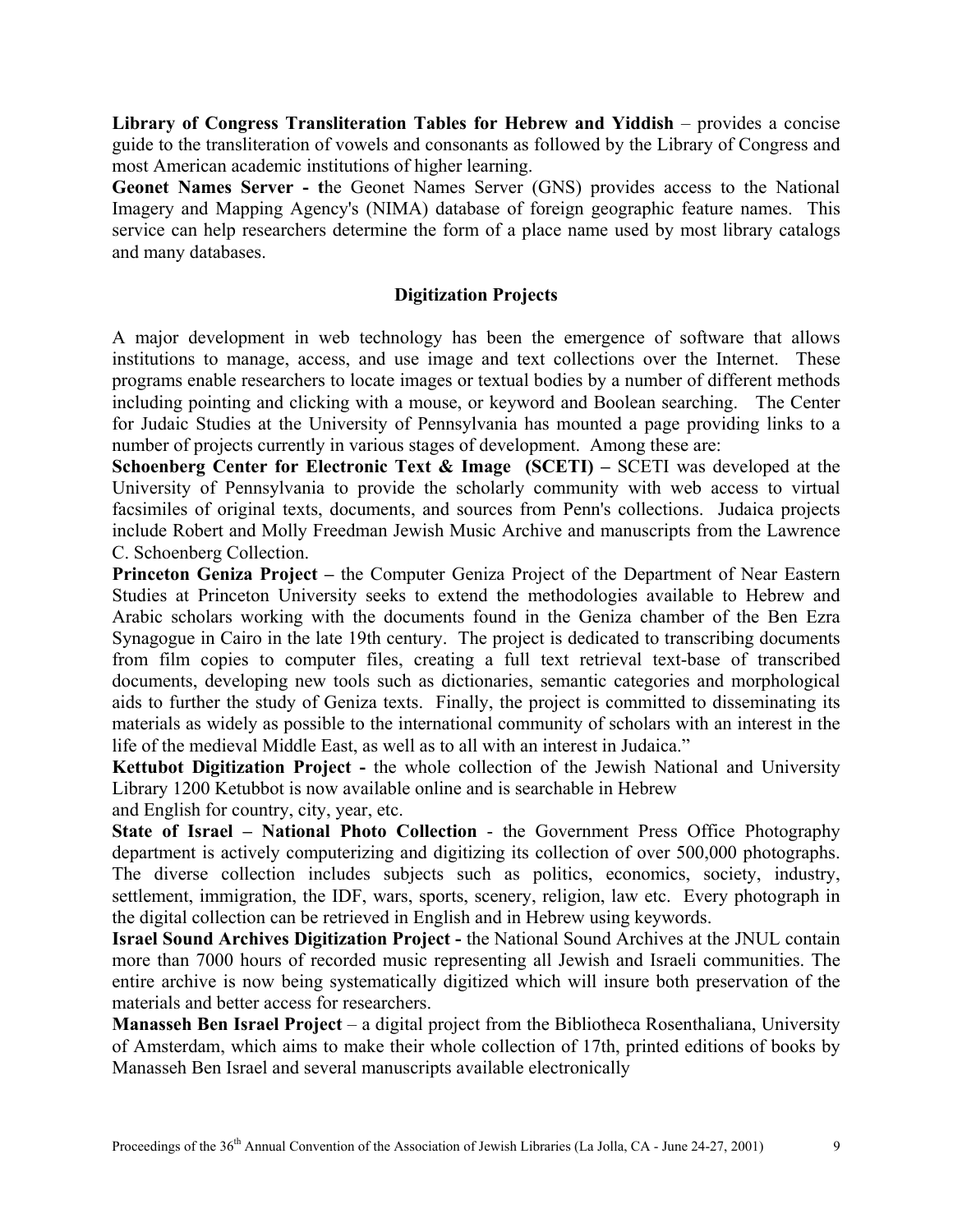**Library of Congress Transliteration Tables for Hebrew and Yiddish** – provides a concise guide to the transliteration of vowels and consonants as followed by the Library of Congress and most American academic institutions of higher learning.

**Geonet Names Server - t**he Geonet Names Server (GNS) provides access to the National Imagery and Mapping Agency's (NIMA) database of foreign geographic feature names. This service can help researchers determine the form of a place name used by most library catalogs and many databases.

## Digitization Projects

A major development in web technology has been the emergence of software that allows institutions to manage, access, and use image and text collections over the Internet. These programs enable researchers to locate images or textual bodies by a number of different methods including pointing and clicking with a mouse, or keyword and Boolean searching. The Center for Judaic Studies at the University of Pennsylvania has mounted a page providing links to a number of projects currently in various stages of development. Among these are:

**Schoenberg Center for Electronic Text & Image (SCETI) –** SCETI was developed at the University of Pennsylvania to provide the scholarly community with web access to virtual facsimiles of original texts, documents, and sources from Penn's collections. Judaica projects include Robert and Molly Freedman Jewish Music Archive and manuscripts from the Lawrence C. Schoenberg Collection.

**Princeton Geniza Project –** the Computer Geniza Project of the Department of Near Eastern Studies at Princeton University seeks to extend the methodologies available to Hebrew and Arabic scholars working with the documents found in the Geniza chamber of the Ben Ezra Synagogue in Cairo in the late 19th century. The project is dedicated to transcribing documents from film copies to computer files, creating a full text retrieval text-base of transcribed documents, developing new tools such as dictionaries, semantic categories and morphological aids to further the study of Geniza texts. Finally, the project is committed to disseminating its materials as widely as possible to the international community of scholars with an interest in the life of the medieval Middle East, as well as to all with an interest in Judaica."

**Kettubot Digitization Project -** the whole collection of the Jewish National and University Library 1200 Ketubbot is now available online and is searchable in Hebrew and English for country, city, year, etc.

**State of Israel – National Photo Collection** - the Government Press Office Photography department is actively computerizing and digitizing its collection of over 500,000 photographs. The diverse collection includes subjects such as politics, economics, society, industry, settlement, immigration, the IDF, wars, sports, scenery, religion, law etc. Every photograph in the digital collection can be retrieved in English and in Hebrew using keywords.

**Israel Sound Archives Digitization Project -** the National Sound Archives at the JNUL contain more than 7000 hours of recorded music representing all Jewish and Israeli communities. The entire archive is now being systematically digitized which will insure both preservation of the materials and better access for researchers.

**Manasseh Ben Israel Project** – a digital project from the Bibliotheca Rosenthaliana, University of Amsterdam, which aims to make their whole collection of 17th, printed editions of books by Manasseh Ben Israel and several manuscripts available electronically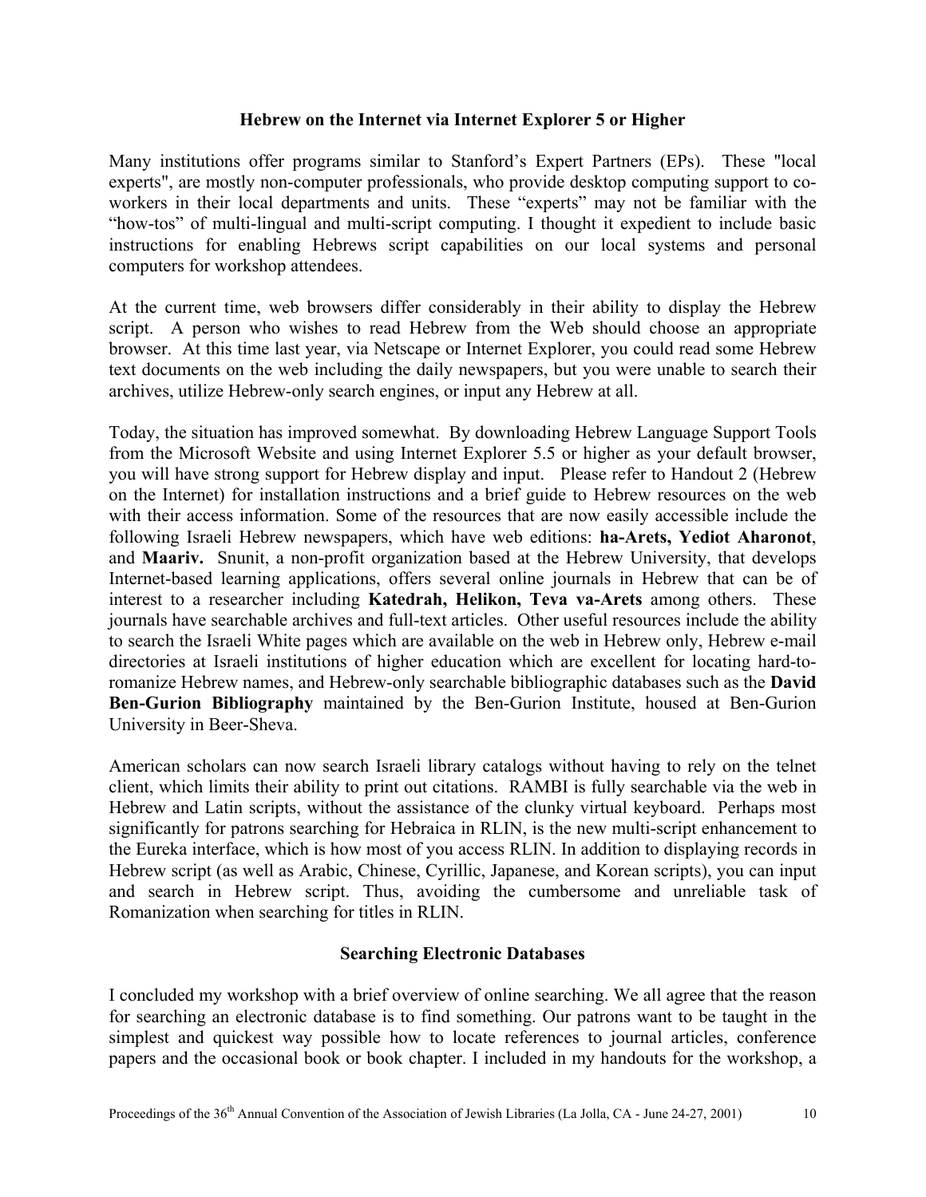### Hebrew on the Internet via Internet Explorer 5 or Higher

Many institutions offer programs similar to Stanford's Expert Partners (EPs). These "local experts", are mostly non-computer professionals, who provide desktop computing support to co-workers in their local departments and units. These "experts" may not be familiar with the "how-tos" of multi-lingual and multi-script computing. I thought it expedient to include basic instructions for enabling Hebrews script capabilities on our local systems and personal computers for workshop attendees.

At the current time, web browsers differ considerably in their ability to display the Hebrew script. A person who wishes to read Hebrew from the Web should choose an appropriate browser. At this time last year, via Netscape or Internet Explorer, you could read some Hebrew text documents on the web including the daily newspapers, but you were unable to search their archives, utilize Hebrew-only search engines, or input any Hebrew at all.

Today, the situation has improved somewhat. By downloading Hebrew Language Support Tools from the Microsoft Website and using Internet Explorer 5.5 or higher as your default browser, you will have strong support for Hebrew display and input. Please refer to Handout 2 (Hebrew on the Internet) for installation instructions and a brief guide to Hebrew resources on the web with their access information. Some of the resources that are now easily accessible include the following Israeli Hebrew newspapers, which have web editions: **ha-Arets, Yediot Aharonot**, and **Maariv.** Snunit, a non-profit organization based at the Hebrew University, that develops Internet-based learning applications, offers several online journals in Hebrew that can be of interest to a researcher including **Katedrah, Helikon, Teva va-Arets** among others. These journals have searchable archives and full-text articles. Other useful resources include the ability to search the Israeli White pages which are available on the web in Hebrew only, Hebrew e-mail directories at Israeli institutions of higher education which are excellent for locating hard-to-romanize Hebrew names, and Hebrew-only searchable bibliographic databases such as the **David Ben-Gurion Bibliography** maintained by the Ben-Gurion Institute, housed at Ben-Gurion University in Beer-Sheva.

American scholars can now search Israeli library catalogs without having to rely on the telnet client, which limits their ability to print out citations. RAMBI is fully searchable via the web in Hebrew and Latin scripts, without the assistance of the clunky virtual keyboard. Perhaps most significantly for patrons searching for Hebraica in RLIN, is the new multi-script enhancement to the Eureka interface, which is how most of you access RLIN. In addition to displaying records in Hebrew script (as well as Arabic, Chinese, Cyrillic, Japanese, and Korean scripts), you can input and search in Hebrew script. Thus, avoiding the cumbersome and unreliable task of Romanization when searching for titles in RLIN.

### Searching Electronic Databases

I concluded my workshop with a brief overview of online searching. We all agree that the reason for searching an electronic database is to find something. Our patrons want to be taught in the simplest and quickest way possible how to locate references to journal articles, conference papers and the occasional book or book chapter. I included in my handouts for the workshop, a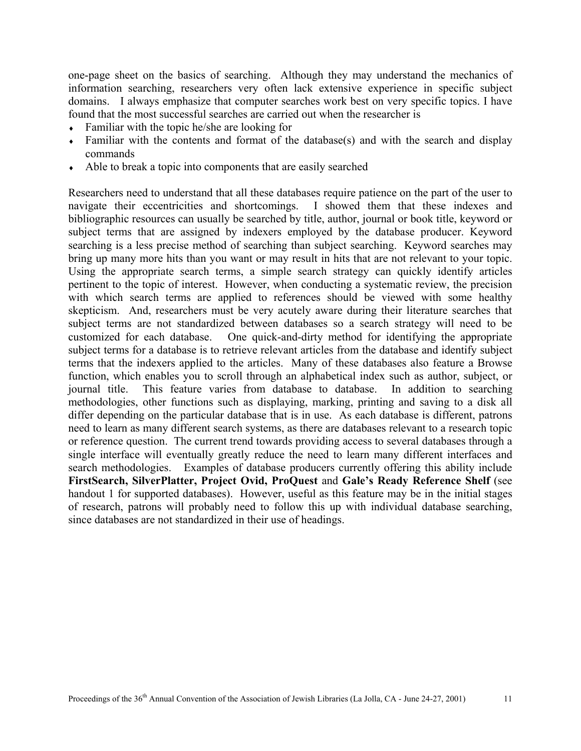one-page sheet on the basics of searching. Although they may understand the mechanics of information searching, researchers very often lack extensive experience in specific subject domains. I always emphasize that computer searches work best on very specific topics. I have found that the most successful searches are carried out when the researcher is

- Familiar with the topic he/she are looking for
- Familiar with the contents and format of the database(s) and with the search and display commands
- Able to break a topic into components that are easily searched

Researchers need to understand that all these databases require patience on the part of the user to navigate their eccentricities and shortcomings. I showed them that these indexes and bibliographic resources can usually be searched by title, author, journal or book title, keyword or subject terms that are assigned by indexers employed by the database producer. Keyword searching is a less precise method of searching than subject searching. Keyword searches may bring up many more hits than you want or may result in hits that are not relevant to your topic. Using the appropriate search terms, a simple search strategy can quickly identify articles pertinent to the topic of interest. However, when conducting a systematic review, the precision with which search terms are applied to references should be viewed with some healthy skepticism. And, researchers must be very acutely aware during their literature searches that subject terms are not standardized between databases so a search strategy will need to be customized for each database. One quick-and-dirty method for identifying the appropriate subject terms for a database is to retrieve relevant articles from the database and identify subject terms that the indexers applied to the articles. Many of these databases also feature a Browse function, which enables you to scroll through an alphabetical index such as author, subject, or journal title. This feature varies from database to database. In addition to searching methodologies, other functions such as displaying, marking, printing and saving to a disk all differ depending on the particular database that is in use. As each database is different, patrons need to learn as many different search systems, as there are databases relevant to a research topic or reference question. The current trend towards providing access to several databases through a single interface will eventually greatly reduce the need to learn many different interfaces and search methodologies. Examples of database producers currently offering this ability include **FirstSearch, SilverPlatter, Project Ovid, ProQuest** and **Gale's Ready Reference Shelf** (see handout 1 for supported databases). However, useful as this feature may be in the initial stages of research, patrons will probably need to follow this up with individual database searching, since databases are not standardized in their use of headings.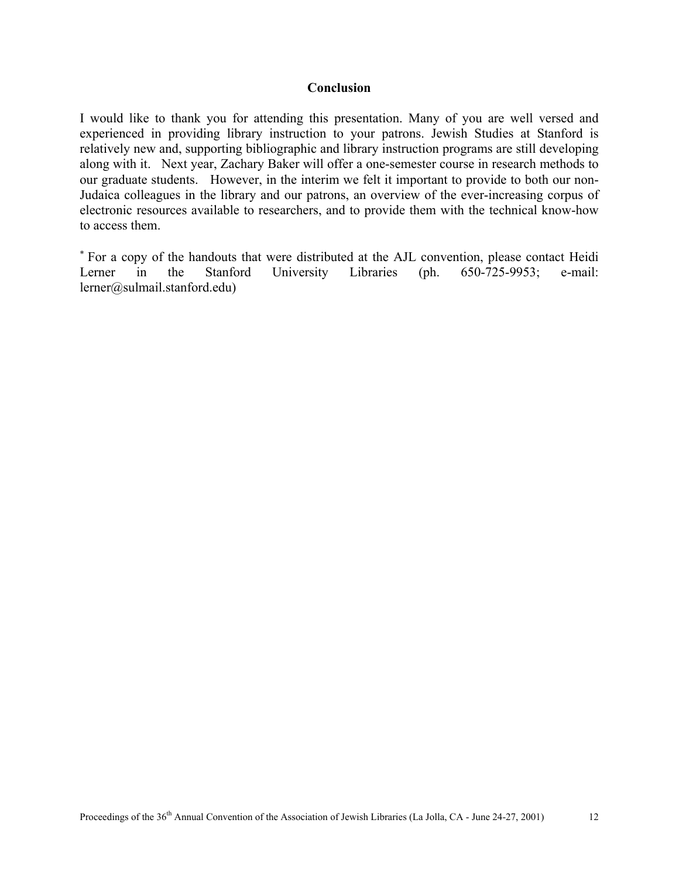## Conclusion

I would like to thank you for attending this presentation. Many of you are well versed and experienced in providing library instruction to your patrons. Jewish Studies at Stanford is relatively new and, supporting bibliographic and library instruction programs are still developing along with it. Next year, Zachary Baker will offer a one-semester course in research methods to our graduate students. However, in the interim we felt it important to provide to both our non-Judaica colleagues in the library and our patrons, an overview of the ever-increasing corpus of electronic resources available to researchers, and to provide them with the technical know-how to access them.

* For a copy of the handouts that were distributed at the AJL convention, please contact Heidi Lerner in the Stanford University Libraries (ph. 650-725-9953; e-mail: lerner@sulmail.stanford.edu)